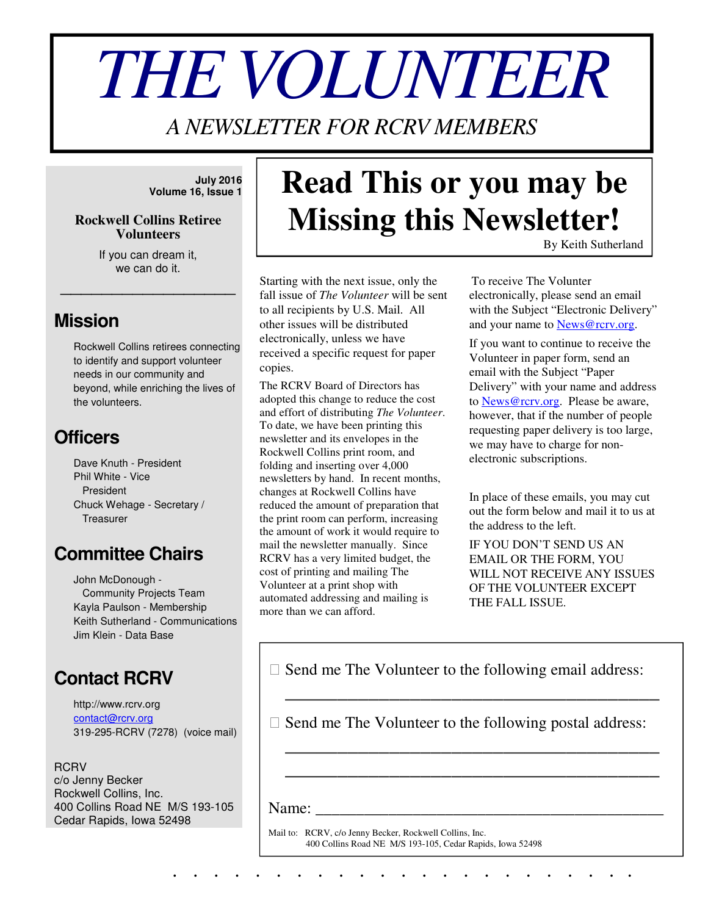# THE VOLUNTEER

*A NEWSLETTER FOR RCRV MEMBERS*

**July 2016**
**Volume 16, Issue 1**

**Rockwell Collins Retiree Volunteers**

If you can dream it,
we can do it.

## Mission

Rockwell Collins retirees connecting to identify and support volunteer needs in our community and beyond, while enriching the lives of the volunteers.

## Officers

Dave Knuth - President
Phil White - Vice President
Chuck Wehage - Secretary / Treasurer

## Committee Chairs

John McDonough - Community Projects Team
Kayla Paulson - Membership
Keith Sutherland - Communications
Jim Klein - Data Base

## Contact RCRV

http://www.rcrv.org
contact@rcrv.org
319-295-RCRV (7278) (voice mail)

RCRV
c/o Jenny Becker
Rockwell Collins, Inc.
400 Collins Road NE M/S 193-105
Cedar Rapids, Iowa 52498

# Read This or you may be Missing this Newsletter!

By Keith Sutherland

Starting with the next issue, only the fall issue of *The Volunteer* will be sent to all recipients by U.S. Mail. All other issues will be distributed electronically, unless we have received a specific request for paper copies.

The RCRV Board of Directors has adopted this change to reduce the cost and effort of distributing *The Volunteer*. To date, we have been printing this newsletter and its envelopes in the Rockwell Collins print room, and folding and inserting over 4,000 newsletters by hand. In recent months, changes at Rockwell Collins have reduced the amount of preparation that the print room can perform, increasing the amount of work it would require to mail the newsletter manually. Since RCRV has a very limited budget, the cost of printing and mailing The Volunteer at a print shop with automated addressing and mailing is more than we can afford.

To receive The Volunter electronically, please send an email with the Subject "Electronic Delivery" and your name to News@rcrv.org.

If you want to continue to receive the Volunteer in paper form, send an email with the Subject "Paper Delivery" with your name and address to News@rcrv.org. Please be aware, however, that if the number of people requesting paper delivery is too large, we may have to charge for non-electronic subscriptions.

In place of these emails, you may cut out the form below and mail it to us at the address to the left.

IF YOU DON'T SEND US AN EMAIL OR THE FORM, YOU WILL NOT RECEIVE ANY ISSUES OF THE VOLUNTEER EXCEPT THE FALL ISSUE.

☐ Send me The Volunteer to the following email address:

\_\_\_\_\_\_\_\_\_\_\_\_\_\_\_\_\_\_\_\_\_\_\_\_\_\_\_\_\_\_\_\_\_\_\_\_\_\_\_\_

☐ Send me The Volunteer to the following postal address:

\_\_\_\_\_\_\_\_\_\_\_\_\_\_\_\_\_\_\_\_\_\_\_\_\_\_\_\_\_\_\_\_\_\_\_\_\_\_\_\_

\_\_\_\_\_\_\_\_\_\_\_\_\_\_\_\_\_\_\_\_\_\_\_\_\_\_\_\_\_\_\_\_\_\_\_\_\_\_\_\_

Name: \_\_\_\_\_\_\_\_\_\_\_\_\_\_\_\_\_\_\_\_\_\_\_\_\_\_\_\_\_\_\_\_\_\_\_\_\_\_\_\_

Mail to: RCRV, c/o Jenny Becker, Rockwell Collins, Inc.
400 Collins Road NE M/S 193-105, Cedar Rapids, Iowa 52498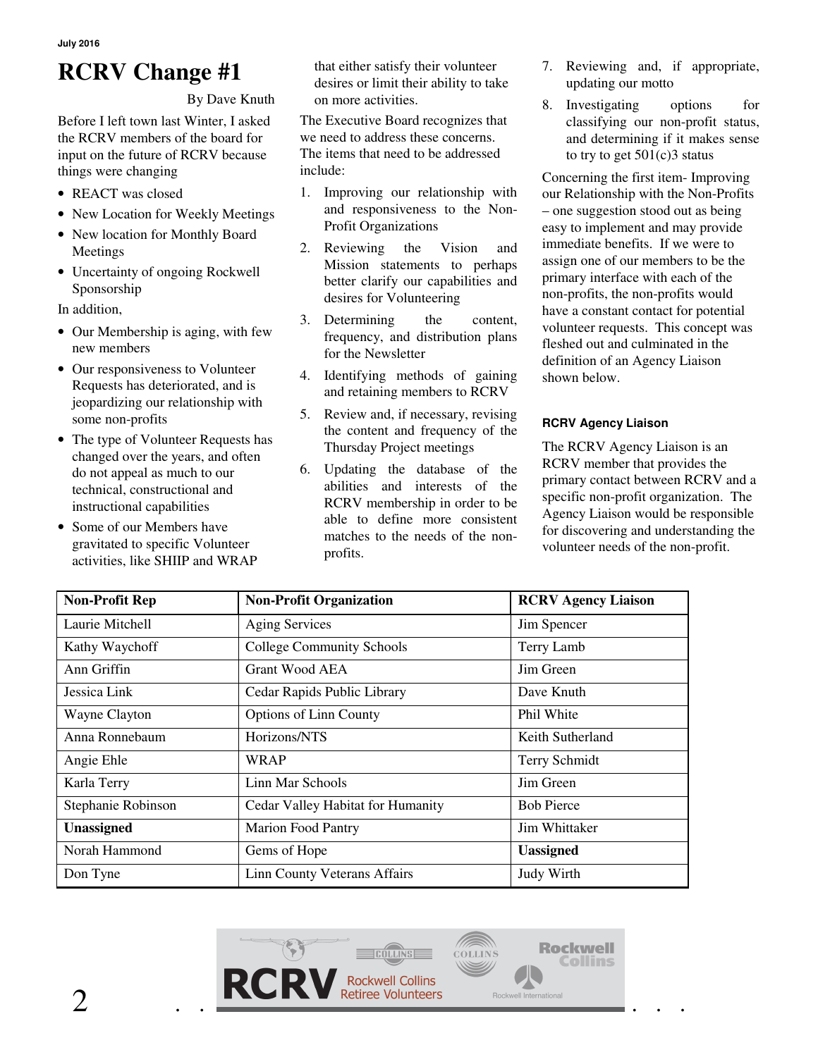# RCRV Change #1

By Dave Knuth

Before I left town last Winter, I asked the RCRV members of the board for input on the future of RCRV because things were changing

- REACT was closed
- New Location for Weekly Meetings
- New location for Monthly Board Meetings
- Uncertainty of ongoing Rockwell Sponsorship

In addition,

- Our Membership is aging, with few new members
- Our responsiveness to Volunteer Requests has deteriorated, and is jeopardizing our relationship with some non-profits
- The type of Volunteer Requests has changed over the years, and often do not appeal as much to our technical, constructional and instructional capabilities
- Some of our Members have gravitated to specific Volunteer activities, like SHIIP and WRAP that either satisfy their volunteer desires or limit their ability to take on more activities.

The Executive Board recognizes that we need to address these concerns. The items that need to be addressed include:

1. Improving our relationship with and responsiveness to the Non-Profit Organizations
2. Reviewing the Vision and Mission statements to perhaps better clarify our capabilities and desires for Volunteering
3. Determining the content, frequency, and distribution plans for the Newsletter
4. Identifying methods of gaining and retaining members to RCRV
5. Review and, if necessary, revising the content and frequency of the Thursday Project meetings
6. Updating the database of the abilities and interests of the RCRV membership in order to be able to define more consistent matches to the needs of the non-profits.
7. Reviewing and, if appropriate, updating our motto
8. Investigating options for classifying our non-profit status, and determining if it makes sense to try to get 501(c)3 status

Concerning the first item- Improving our Relationship with the Non-Profits – one suggestion stood out as being easy to implement and may provide immediate benefits. If we were to assign one of our members to be the primary interface with each of the non-profits, the non-profits would have a constant contact for potential volunteer requests. This concept was fleshed out and culminated in the definition of an Agency Liaison shown below.

### RCRV Agency Liaison

The RCRV Agency Liaison is an RCRV member that provides the primary contact between RCRV and a specific non-profit organization. The Agency Liaison would be responsible for discovering and understanding the volunteer needs of the non-profit.

| Non-Profit Rep | Non-Profit Organization | RCRV Agency Liaison |
|---|---|---|
| Laurie Mitchell | Aging Services | Jim Spencer |
| Kathy Waychoff | College Community Schools | Terry Lamb |
| Ann Griffin | Grant Wood AEA | Jim Green |
| Jessica Link | Cedar Rapids Public Library | Dave Knuth |
| Wayne Clayton | Options of Linn County | Phil White |
| Anna Ronnebaum | Horizons/NTS | Keith Sutherland |
| Angie Ehle | WRAP | Terry Schmidt |
| Karla Terry | Linn Mar Schools | Jim Green |
| Stephanie Robinson | Cedar Valley Habitat for Humanity | Bob Pierce |
| **Unassigned** | Marion Food Pantry | Jim Whittaker |
| Norah Hammond | Gems of Hope | **Uassigned** |
| Don Tyne | Linn County Veterans Affairs | Judy Wirth |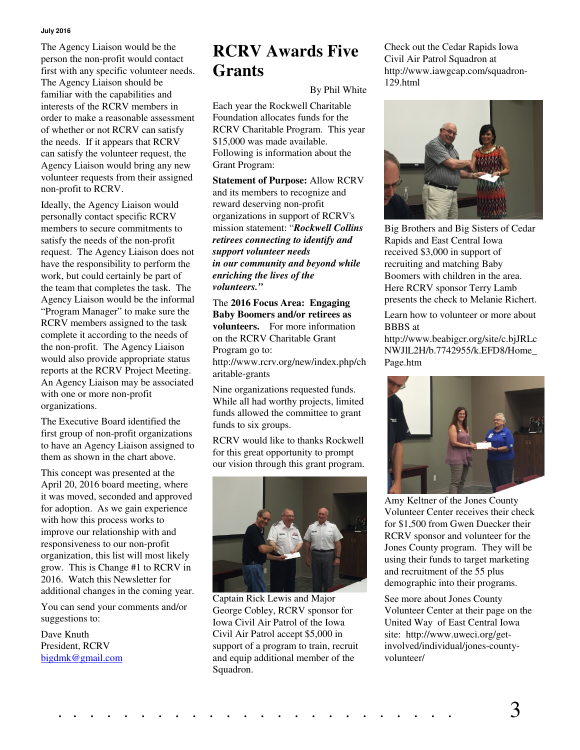The Agency Liaison would be the person the non-profit would contact first with any specific volunteer needs. The Agency Liaison should be familiar with the capabilities and interests of the RCRV members in order to make a reasonable assessment of whether or not RCRV can satisfy the needs. If it appears that RCRV can satisfy the volunteer request, the Agency Liaison would bring any new volunteer requests from their assigned non-profit to RCRV.

Ideally, the Agency Liaison would personally contact specific RCRV members to secure commitments to satisfy the needs of the non-profit request. The Agency Liaison does not have the responsibility to perform the work, but could certainly be part of the team that completes the task. The Agency Liaison would be the informal "Program Manager" to make sure the RCRV members assigned to the task complete it according to the needs of the non-profit. The Agency Liaison would also provide appropriate status reports at the RCRV Project Meeting. An Agency Liaison may be associated with one or more non-profit organizations.

The Executive Board identified the first group of non-profit organizations to have an Agency Liaison assigned to them as shown in the chart above.

This concept was presented at the April 20, 2016 board meeting, where it was moved, seconded and approved for adoption. As we gain experience with how this process works to improve our relationship with and responsiveness to our non-profit organization, this list will most likely grow. This is Change #1 to RCRV in 2016. Watch this Newsletter for additional changes in the coming year.

You can send your comments and/or suggestions to:

Dave Knuth
President, RCRV
bigdmk@gmail.com

# RCRV Awards Five Grants

By Phil White

Each year the Rockwell Charitable Foundation allocates funds for the RCRV Charitable Program. This year $15,000 was made available. Following is information about the Grant Program:

**Statement of Purpose:** Allow RCRV and its members to recognize and reward deserving non-profit organizations in support of RCRV's mission statement: "***Rockwell Collins retirees connecting to identify and support volunteer needs in our community and beyond while enriching the lives of the volunteers.***"

The **2016 Focus Area: Engaging Baby Boomers and/or retirees as volunteers.** For more information on the RCRV Charitable Grant Program go to: http://www.rcrv.org/new/index.php/charitable-grants

Nine organizations requested funds. While all had worthy projects, limited funds allowed the committee to grant funds to six groups.

RCRV would like to thanks Rockwell for this great opportunity to prompt our vision through this grant program.

Captain Rick Lewis and Major George Cobley, RCRV sponsor for Iowa Civil Air Patrol of the Iowa Civil Air Patrol accept $5,000 in support of a program to train, recruit and equip additional member of the Squadron.

Check out the Cedar Rapids Iowa Civil Air Patrol Squadron at http://www.iawgcap.com/squadron-129.html

Big Brothers and Big Sisters of Cedar Rapids and East Central Iowa received $3,000 in support of recruiting and matching Baby Boomers with children in the area. Here RCRV sponsor Terry Lamb presents the check to Melanie Richert.

Learn how to volunteer or more about BBBS at http://www.beabigcr.org/site/c.bjJRLcNWJlL2H/b.7742955/k.EFD8/Home_Page.htm

Amy Keltner of the Jones County Volunteer Center receives their check for $1,500 from Gwen Duecker their RCRV sponsor and volunteer for the Jones County program. They will be using their funds to target marketing and recruitment of the 55 plus demographic into their programs.

See more about Jones County Volunteer Center at their page on the United Way of East Central Iowa site: http://www.uweci.org/get-involved/individual/jones-county-volunteer/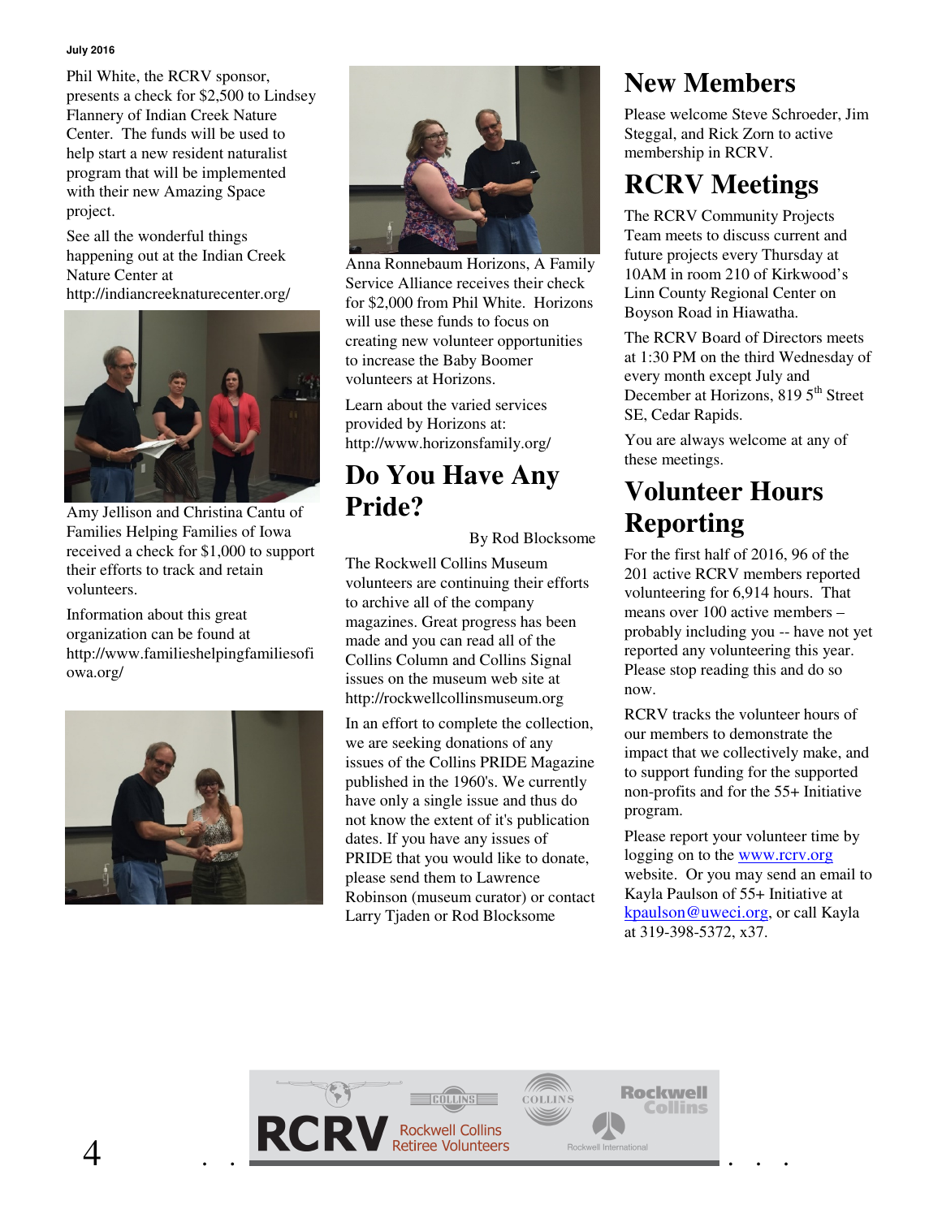Phil White, the RCRV sponsor, presents a check for $2,500 to Lindsey Flannery of Indian Creek Nature Center. The funds will be used to help start a new resident naturalist program that will be implemented with their new Amazing Space project.

See all the wonderful things happening out at the Indian Creek Nature Center at http://indiancreeknaturecenter.org/

Amy Jellison and Christina Cantu of Families Helping Families of Iowa received a check for $1,000 to support their efforts to track and retain volunteers.

Information about this great organization can be found at http://www.familieshelpingfamiliesofiowa.org/

Anna Ronnebaum Horizons, A Family Service Alliance receives their check for $2,000 from Phil White. Horizons will use these funds to focus on creating new volunteer opportunities to increase the Baby Boomer volunteers at Horizons.

Learn about the varied services provided by Horizons at: http://www.horizonsfamily.org/

# Do You Have Any Pride?

By Rod Blocksome

The Rockwell Collins Museum volunteers are continuing their efforts to archive all of the company magazines. Great progress has been made and you can read all of the Collins Column and Collins Signal issues on the museum web site at http://rockwellcollinsmuseum.org

In an effort to complete the collection, we are seeking donations of any issues of the Collins PRIDE Magazine published in the 1960's. We currently have only a single issue and thus do not know the extent of it's publication dates. If you have any issues of PRIDE that you would like to donate, please send them to Lawrence Robinson (museum curator) or contact Larry Tjaden or Rod Blocksome

# New Members

Please welcome Steve Schroeder, Jim Steggal, and Rick Zorn to active membership in RCRV.

# RCRV Meetings

The RCRV Community Projects Team meets to discuss current and future projects every Thursday at 10AM in room 210 of Kirkwood's Linn County Regional Center on Boyson Road in Hiawatha.

The RCRV Board of Directors meets at 1:30 PM on the third Wednesday of every month except July and December at Horizons, 819 5th Street SE, Cedar Rapids.

You are always welcome at any of these meetings.

# Volunteer Hours Reporting

For the first half of 2016, 96 of the 201 active RCRV members reported volunteering for 6,914 hours. That means over 100 active members – probably including you -- have not yet reported any volunteering this year. Please stop reading this and do so now.

RCRV tracks the volunteer hours of our members to demonstrate the impact that we collectively make, and to support funding for the supported non-profits and for the 55+ Initiative program.

Please report your volunteer time by logging on to the www.rcrv.org website. Or you may send an email to Kayla Paulson of 55+ Initiative at kpaulson@uweci.org, or call Kayla at 319-398-5372, x37.